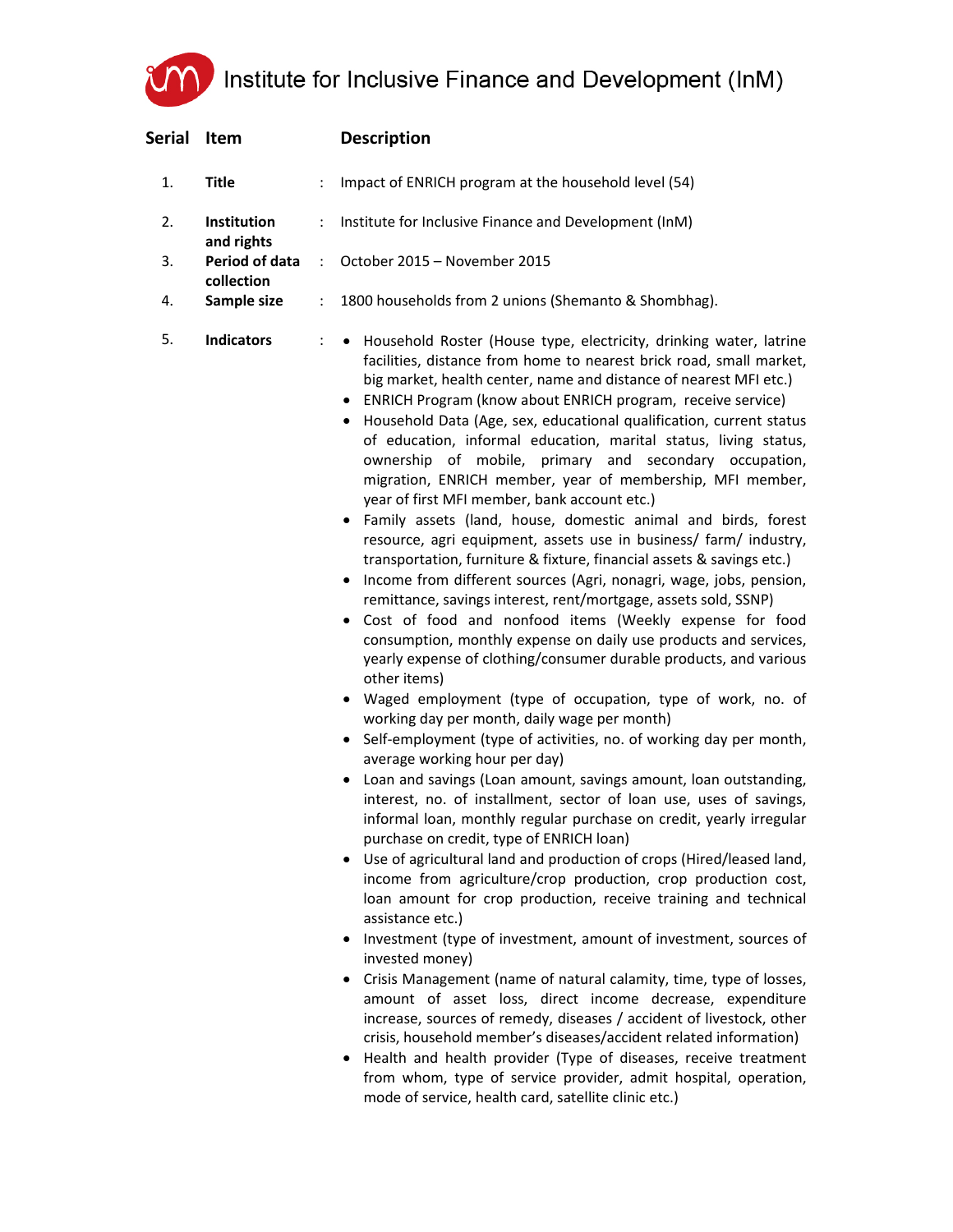# Institute for Inclusive Finance and Development (InM)

| Serial | Item | | Description |
|---|---|---|---|
| 1. | **Title** | : | Impact of ENRICH program at the household level (54) |
| 2. | **Institution and rights** | : | Institute for Inclusive Finance and Development (InM) |
| 3. | **Period of data collection** | : | October 2015 – November 2015 |
| 4. | **Sample size** | : | 1800 households from 2 unions (Shemanto & Shombhag). |
| 5. | **Indicators** | : | • Household Roster (House type, electricity, drinking water, latrine facilities, distance from home to nearest brick road, small market, big market, health center, name and distance of nearest MFI etc.)<br>• ENRICH Program (know about ENRICH program, receive service)<br>• Household Data (Age, sex, educational qualification, current status of education, informal education, marital status, living status, ownership of mobile, primary and secondary occupation, migration, ENRICH member, year of membership, MFI member, year of first MFI member, bank account etc.)<br>• Family assets (land, house, domestic animal and birds, forest resource, agri equipment, assets use in business/ farm/ industry, transportation, furniture & fixture, financial assets & savings etc.)<br>• Income from different sources (Agri, nonagri, wage, jobs, pension, remittance, savings interest, rent/mortgage, assets sold, SSNP)<br>• Cost of food and nonfood items (Weekly expense for food consumption, monthly expense on daily use products and services, yearly expense of clothing/consumer durable products, and various other items)<br>• Waged employment (type of occupation, type of work, no. of working day per month, daily wage per month)<br>• Self-employment (type of activities, no. of working day per month, average working hour per day)<br>• Loan and savings (Loan amount, savings amount, loan outstanding, interest, no. of installment, sector of loan use, uses of savings, informal loan, monthly regular purchase on credit, yearly irregular purchase on credit, type of ENRICH loan)<br>• Use of agricultural land and production of crops (Hired/leased land, income from agriculture/crop production, crop production cost, loan amount for crop production, receive training and technical assistance etc.)<br>• Investment (type of investment, amount of investment, sources of invested money)<br>• Crisis Management (name of natural calamity, time, type of losses, amount of asset loss, direct income decrease, expenditure increase, sources of remedy, diseases / accident of livestock, other crisis, household member's diseases/accident related information)<br>• Health and health provider (Type of diseases, receive treatment from whom, type of service provider, admit hospital, operation, mode of service, health card, satellite clinic etc.) |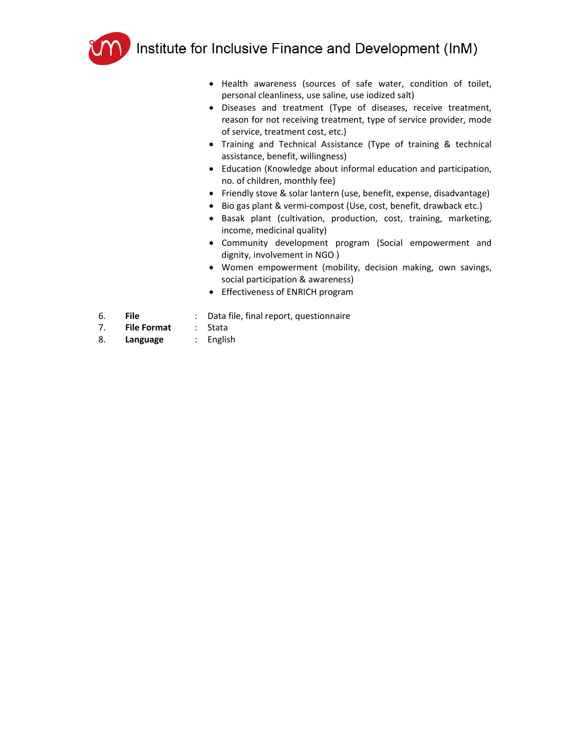- Health awareness (sources of safe water, condition of toilet, personal cleanliness, use saline, use iodized salt)
- Diseases and treatment (Type of diseases, receive treatment, reason for not receiving treatment, type of service provider, mode of service, treatment cost, etc.)
- Training and Technical Assistance (Type of training & technical assistance, benefit, willingness)
- Education (Knowledge about informal education and participation, no. of children, monthly fee)
- Friendly stove & solar lantern (use, benefit, expense, disadvantage)
- Bio gas plant & vermi-compost (Use, cost, benefit, drawback etc.)
- Basak plant (cultivation, production, cost, training, marketing, income, medicinal quality)
- Community development program (Social empowerment and dignity, involvement in NGO )
- Women empowerment (mobility, decision making, own savings, social participation & awareness)
- Effectiveness of ENRICH program

6. **File** : Data file, final report, questionnaire
7. **File Format** : Stata
8. **Language** : English